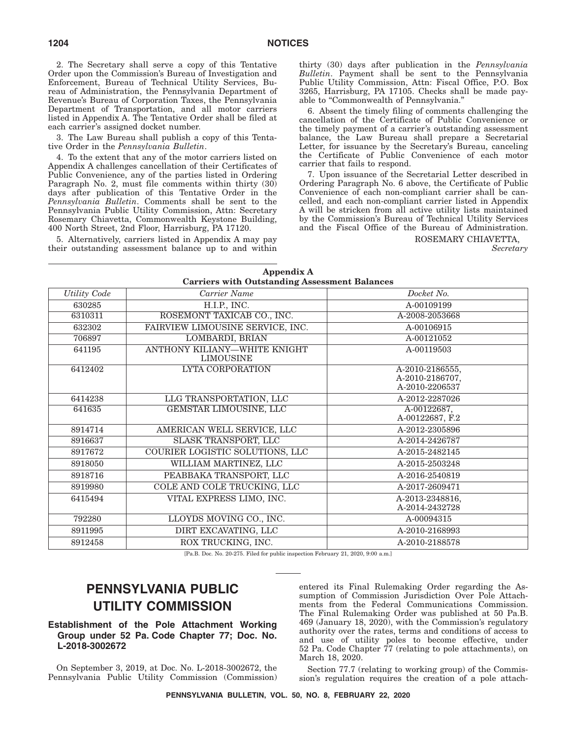2. The Secretary shall serve a copy of this Tentative Order upon the Commission's Bureau of Investigation and Enforcement, Bureau of Technical Utility Services, Bureau of Administration, the Pennsylvania Department of Revenue's Bureau of Corporation Taxes, the Pennsylvania Department of Transportation, and all motor carriers listed in Appendix A. The Tentative Order shall be filed at each carrier's assigned docket number.

3. The Law Bureau shall publish a copy of this Tentative Order in the *Pennsylvania Bulletin*.

4. To the extent that any of the motor carriers listed on Appendix A challenges cancellation of their Certificates of Public Convenience, any of the parties listed in Ordering Paragraph No. 2, must file comments within thirty (30) days after publication of this Tentative Order in the *Pennsylvania Bulletin*. Comments shall be sent to the Pennsylvania Public Utility Commission, Attn: Secretary Rosemary Chiavetta, Commonwealth Keystone Building, 400 North Street, 2nd Floor, Harrisburg, PA 17120.

5. Alternatively, carriers listed in Appendix A may pay their outstanding assessment balance up to and within thirty (30) days after publication in the *Pennsylvania Bulletin*. Payment shall be sent to the Pennsylvania Public Utility Commission, Attn: Fiscal Office, P.O. Box 3265, Harrisburg, PA 17105. Checks shall be made payable to "Commonwealth of Pennsylvania."

6. Absent the timely filing of comments challenging the cancellation of the Certificate of Public Convenience or the timely payment of a carrier's outstanding assessment balance, the Law Bureau shall prepare a Secretarial Letter, for issuance by the Secretary's Bureau, canceling the Certificate of Public Convenience of each motor carrier that fails to respond.

7. Upon issuance of the Secretarial Letter described in Ordering Paragraph No. 6 above, the Certificate of Public Convenience of each non-compliant carrier shall be cancelled, and each non-compliant carrier listed in Appendix A will be stricken from all active utility lists maintained by the Commission's Bureau of Technical Utility Services and the Fiscal Office of the Bureau of Administration.

ROSEMARY CHIAVETTA,
*Secretary*

**Appendix A**
**Carriers with Outstanding Assessment Balances**

| *Utility Code* | *Carrier Name* | *Docket No.* |
|---|---|---|
| 630285 | H.I.P., INC. | A-00109199 |
| 6310311 | ROSEMONT TAXICAB CO., INC. | A-2008-2053668 |
| 632302 | FAIRVIEW LIMOUSINE SERVICE, INC. | A-00106915 |
| 706897 | LOMBARDI, BRIAN | A-00121052 |
| 641195 | ANTHONY KILIANY—WHITE KNIGHT LIMOUSINE | A-00119503 |
| 6412402 | LYTA CORPORATION | A-2010-2186555, A-2010-2186707, A-2010-2206537 |
| 6414238 | LLG TRANSPORTATION, LLC | A-2012-2287026 |
| 641635 | GEMSTAR LIMOUSINE, LLC | A-00122687, A-00122687, F.2 |
| 8914714 | AMERICAN WELL SERVICE, LLC | A-2012-2305896 |
| 8916637 | SLASK TRANSPORT, LLC | A-2014-2426787 |
| 8917672 | COURIER LOGISTIC SOLUTIONS, LLC | A-2015-2482145 |
| 8918050 | WILLIAM MARTINEZ, LLC | A-2015-2503248 |
| 8918716 | PEABBAKA TRANSPORT, LLC | A-2016-2540819 |
| 8919980 | COLE AND COLE TRUCKING, LLC | A-2017-2609471 |
| 6415494 | VITAL EXPRESS LIMO, INC. | A-2013-2348816, A-2014-2432728 |
| 792280 | LLOYDS MOVING CO., INC. | A-00094315 |
| 8911995 | DIRT EXCAVATING, LLC | A-2010-2168993 |
| 8912458 | ROX TRUCKING, INC. | A-2010-2188578 |

[Pa.B. Doc. No. 20-275. Filed for public inspection February 21, 2020, 9:00 a.m.]

# PENNSYLVANIA PUBLIC UTILITY COMMISSION

## Establishment of the Pole Attachment Working Group under 52 Pa. Code Chapter 77; Doc. No. L-2018-3002672

On September 3, 2019, at Doc. No. L-2018-3002672, the Pennsylvania Public Utility Commission (Commission) entered its Final Rulemaking Order regarding the Assumption of Commission Jurisdiction Over Pole Attachments from the Federal Communications Commission. The Final Rulemaking Order was published at 50 Pa.B. 469 (January 18, 2020), with the Commission's regulatory authority over the rates, terms and conditions of access to and use of utility poles to become effective, under 52 Pa. Code Chapter 77 (relating to pole attachments), on March 18, 2020.

Section 77.7 (relating to working group) of the Commission's regulation requires the creation of a pole attach-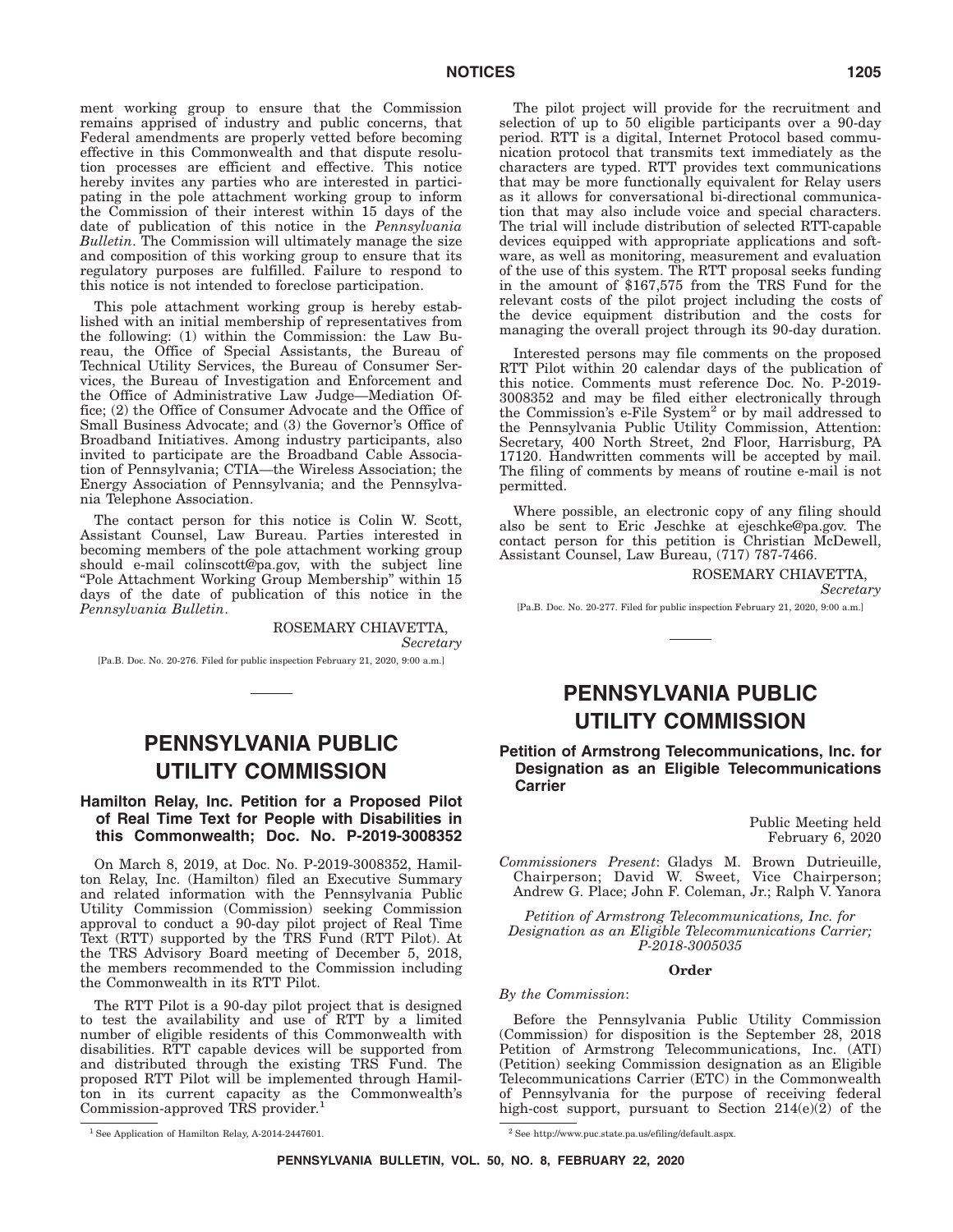ment working group to ensure that the Commission remains apprised of industry and public concerns, that Federal amendments are properly vetted before becoming effective in this Commonwealth and that dispute resolution processes are efficient and effective. This notice hereby invites any parties who are interested in participating in the pole attachment working group to inform the Commission of their interest within 15 days of the date of publication of this notice in the *Pennsylvania Bulletin*. The Commission will ultimately manage the size and composition of this working group to ensure that its regulatory purposes are fulfilled. Failure to respond to this notice is not intended to foreclose participation.

This pole attachment working group is hereby established with an initial membership of representatives from the following: (1) within the Commission: the Law Bureau, the Office of Special Assistants, the Bureau of Technical Utility Services, the Bureau of Consumer Services, the Bureau of Investigation and Enforcement and the Office of Administrative Law Judge—Mediation Office; (2) the Office of Consumer Advocate and the Office of Small Business Advocate; and (3) the Governor's Office of Broadband Initiatives. Among industry participants, also invited to participate are the Broadband Cable Association of Pennsylvania; CTIA—the Wireless Association; the Energy Association of Pennsylvania; and the Pennsylvania Telephone Association.

The contact person for this notice is Colin W. Scott, Assistant Counsel, Law Bureau. Parties interested in becoming members of the pole attachment working group should e-mail colinscott@pa.gov, with the subject line "Pole Attachment Working Group Membership" within 15 days of the date of publication of this notice in the *Pennsylvania Bulletin*.

ROSEMARY CHIAVETTA,
*Secretary*

[Pa.B. Doc. No. 20-276. Filed for public inspection February 21, 2020, 9:00 a.m.]

# PENNSYLVANIA PUBLIC UTILITY COMMISSION

## Hamilton Relay, Inc. Petition for a Proposed Pilot of Real Time Text for People with Disabilities in this Commonwealth; Doc. No. P-2019-3008352

On March 8, 2019, at Doc. No. P-2019-3008352, Hamilton Relay, Inc. (Hamilton) filed an Executive Summary and related information with the Pennsylvania Public Utility Commission (Commission) seeking Commission approval to conduct a 90-day pilot project of Real Time Text (RTT) supported by the TRS Fund (RTT Pilot). At the TRS Advisory Board meeting of December 5, 2018, the members recommended to the Commission including the Commonwealth in its RTT Pilot.

The RTT Pilot is a 90-day pilot project that is designed to test the availability and use of RTT by a limited number of eligible residents of this Commonwealth with disabilities. RTT capable devices will be supported from and distributed through the existing TRS Fund. The proposed RTT Pilot will be implemented through Hamilton in its current capacity as the Commonwealth's Commission-approved TRS provider.[1]

[1] See Application of Hamilton Relay, A-2014-2447601.

The pilot project will provide for the recruitment and selection of up to 50 eligible participants over a 90-day period. RTT is a digital, Internet Protocol based communication protocol that transmits text immediately as the characters are typed. RTT provides text communications that may be more functionally equivalent for Relay users as it allows for conversational bi-directional communication that may also include voice and special characters. The trial will include distribution of selected RTT-capable devices equipped with appropriate applications and software, as well as monitoring, measurement and evaluation of the use of this system. The RTT proposal seeks funding in the amount of $167,575 from the TRS Fund for the relevant costs of the pilot project including the costs of the device equipment distribution and the costs for managing the overall project through its 90-day duration.

Interested persons may file comments on the proposed RTT Pilot within 20 calendar days of the publication of this notice. Comments must reference Doc. No. P-2019-3008352 and may be filed either electronically through the Commission's e-File System[2] or by mail addressed to the Pennsylvania Public Utility Commission, Attention: Secretary, 400 North Street, 2nd Floor, Harrisburg, PA 17120. Handwritten comments will be accepted by mail. The filing of comments by means of routine e-mail is not permitted.

Where possible, an electronic copy of any filing should also be sent to Eric Jeschke at ejeschke@pa.gov. The contact person for this petition is Christian McDewell, Assistant Counsel, Law Bureau, (717) 787-7466.

ROSEMARY CHIAVETTA,
*Secretary*

[Pa.B. Doc. No. 20-277. Filed for public inspection February 21, 2020, 9:00 a.m.]

[2] See http://www.puc.state.pa.us/efiling/default.aspx.

# PENNSYLVANIA PUBLIC UTILITY COMMISSION

## Petition of Armstrong Telecommunications, Inc. for Designation as an Eligible Telecommunications Carrier

Public Meeting held
February 6, 2020

*Commissioners Present*: Gladys M. Brown Dutrieuille, Chairperson; David W. Sweet, Vice Chairperson; Andrew G. Place; John F. Coleman, Jr.; Ralph V. Yanora

*Petition of Armstrong Telecommunications, Inc. for Designation as an Eligible Telecommunications Carrier; P-2018-3005035*

**Order**

*By the Commission*:

Before the Pennsylvania Public Utility Commission (Commission) for disposition is the September 28, 2018 Petition of Armstrong Telecommunications, Inc. (ATI) (Petition) seeking Commission designation as an Eligible Telecommunications Carrier (ETC) in the Commonwealth of Pennsylvania for the purpose of receiving federal high-cost support, pursuant to Section 214(e)(2) of the